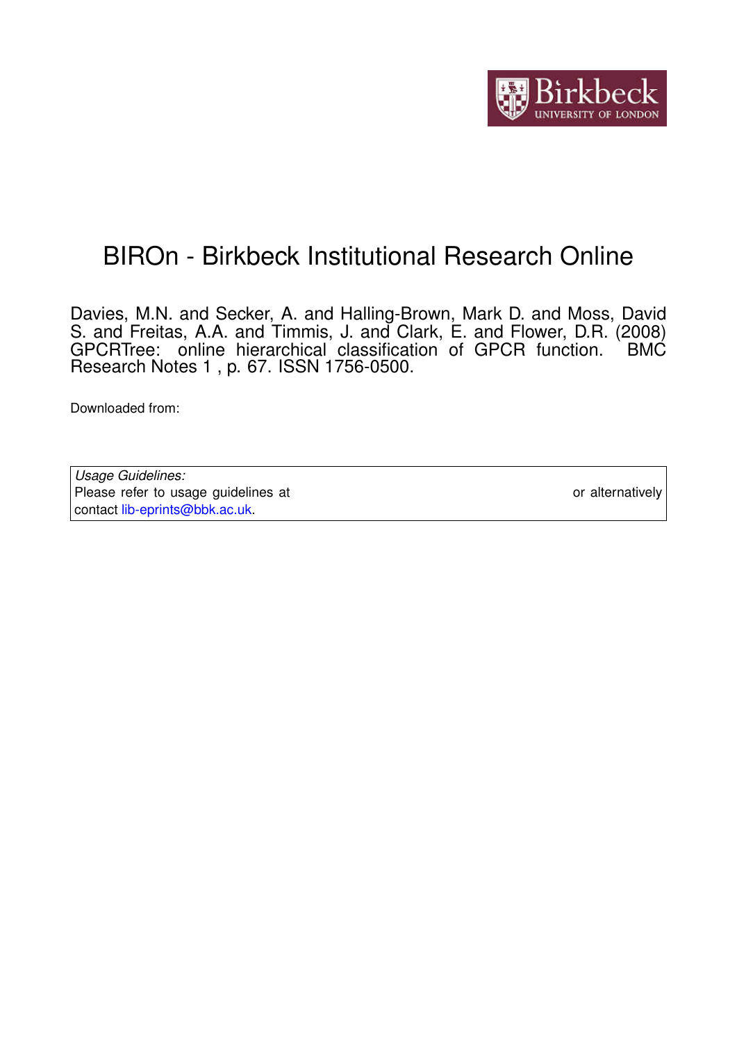# BIROn - Birkbeck Institutional Research Online

Davies, M.N. and Secker, A. and Halling-Brown, Mark D. and Moss, David S. and Freitas, A.A. and Timmis, J. and Clark, E. and Flower, D.R. (2008) GPCRTree: online hierarchical classification of GPCR function. BMC Research Notes 1 , p. 67. ISSN 1756-0500.

Downloaded from:

*Usage Guidelines:*
Please refer to usage guidelines at or alternatively contact lib-eprints@bbk.ac.uk.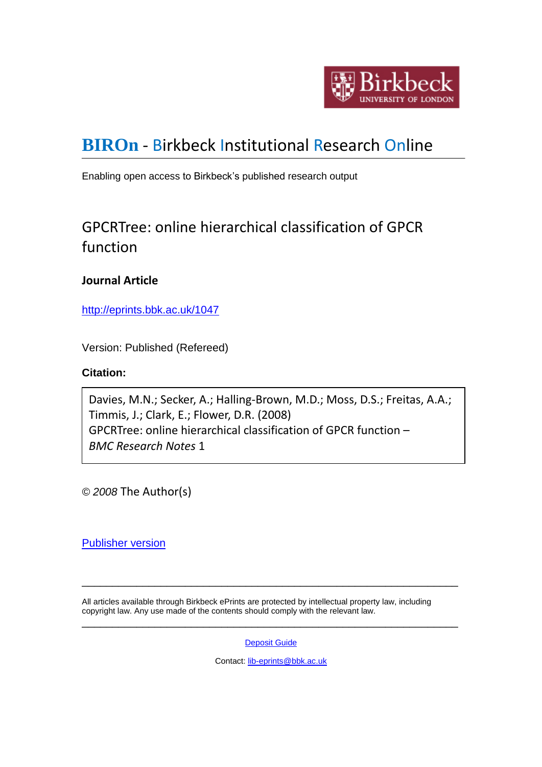# BIROn - Birkbeck Institutional Research Online

Enabling open access to Birkbeck's published research output

## GPCRTree: online hierarchical classification of GPCR function

### Journal Article

http://eprints.bbk.ac.uk/1047

Version: Published (Refereed)

**Citation:**

Davies, M.N.; Secker, A.; Halling-Brown, M.D.; Moss, D.S.; Freitas, A.A.; Timmis, J.; Clark, E.; Flower, D.R. (2008)
GPCRTree: online hierarchical classification of GPCR function – *BMC Research Notes* 1

© *2008* The Author(s)

Publisher version

---

All articles available through Birkbeck ePrints are protected by intellectual property law, including copyright law. Any use made of the contents should comply with the relevant law.

---

Deposit Guide

Contact: lib-eprints@bbk.ac.uk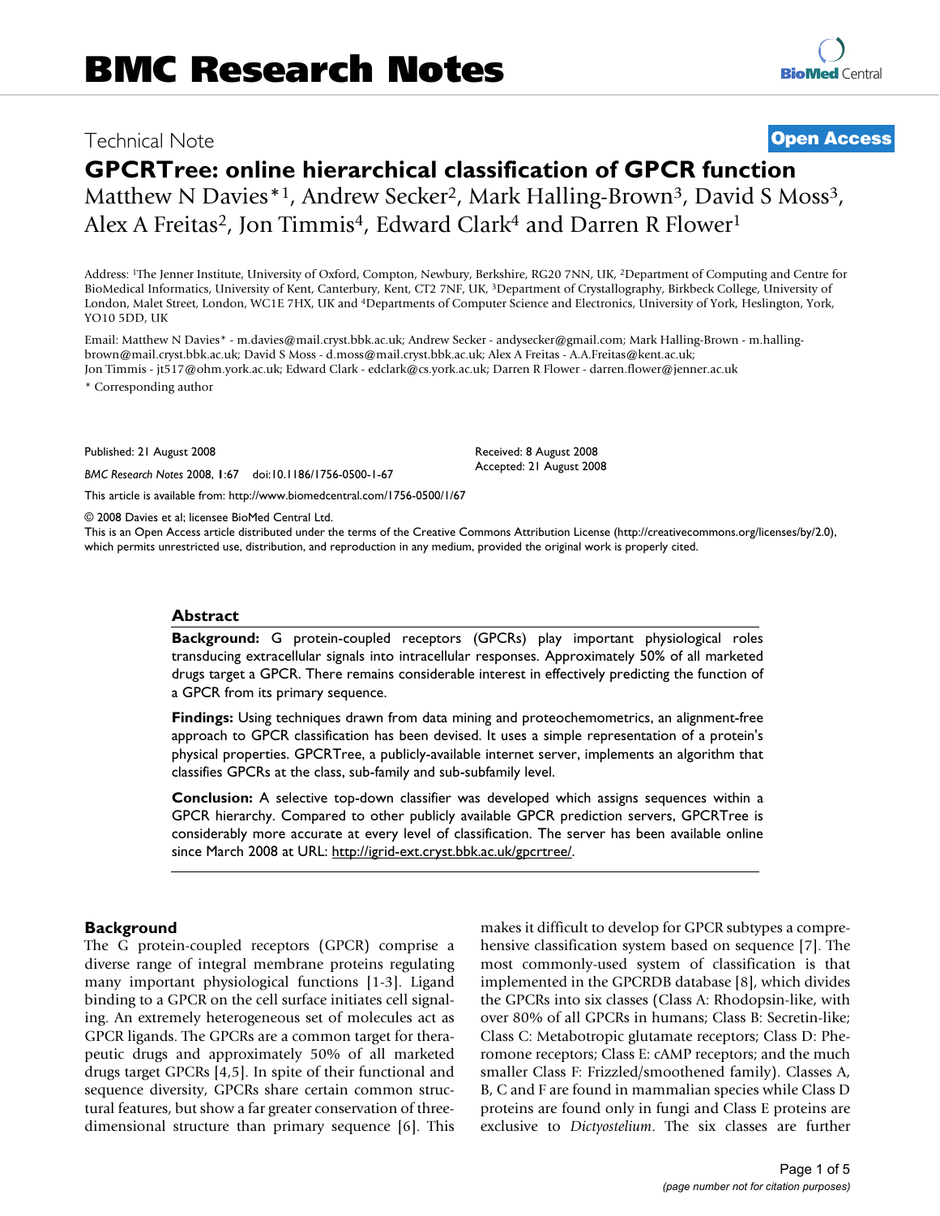# BMC Research Notes

Technical Note

**Open Access**

# GPCRTree: online hierarchical classification of GPCR function

Matthew N Davies*[1], Andrew Secker[2], Mark Halling-Brown[3], David S Moss[3], Alex A Freitas[2], Jon Timmis[4], Edward Clark[4] and Darren R Flower[1]

Address: [1]The Jenner Institute, University of Oxford, Compton, Newbury, Berkshire, RG20 7NN, UK, [2]Department of Computing and Centre for BioMedical Informatics, University of Kent, Canterbury, Kent, CT2 7NF, UK, [3]Department of Crystallography, Birkbeck College, University of London, Malet Street, London, WC1E 7HX, UK and [4]Departments of Computer Science and Electronics, University of York, Heslington, York, YO10 5DD, UK

Email: Matthew N Davies* - m.davies@mail.cryst.bbk.ac.uk; Andrew Secker - andysecker@gmail.com; Mark Halling-Brown - m.halling-brown@mail.cryst.bbk.ac.uk; David S Moss - d.moss@mail.cryst.bbk.ac.uk; Alex A Freitas - A.A.Freitas@kent.ac.uk; Jon Timmis - jt517@ohm.york.ac.uk; Edward Clark - edclark@cs.york.ac.uk; Darren R Flower - darren.flower@jenner.ac.uk

\* Corresponding author

Published: 21 August 2008

*BMC Research Notes* 2008, **1**:67 doi:10.1186/1756-0500-1-67

Received: 8 August 2008

Accepted: 21 August 2008

This article is available from: http://www.biomedcentral.com/1756-0500/1/67

© 2008 Davies et al; licensee BioMed Central Ltd.

This is an Open Access article distributed under the terms of the Creative Commons Attribution License (http://creativecommons.org/licenses/by/2.0), which permits unrestricted use, distribution, and reproduction in any medium, provided the original work is properly cited.

## Abstract

**Background:** G protein-coupled receptors (GPCRs) play important physiological roles transducing extracellular signals into intracellular responses. Approximately 50% of all marketed drugs target a GPCR. There remains considerable interest in effectively predicting the function of a GPCR from its primary sequence.

**Findings:** Using techniques drawn from data mining and proteochemometrics, an alignment-free approach to GPCR classification has been devised. It uses a simple representation of a protein's physical properties. GPCRTree, a publicly-available internet server, implements an algorithm that classifies GPCRs at the class, sub-family and sub-subfamily level.

**Conclusion:** A selective top-down classifier was developed which assigns sequences within a GPCR hierarchy. Compared to other publicly available GPCR prediction servers, GPCRTree is considerably more accurate at every level of classification. The server has been available online since March 2008 at URL: http://igrid-ext.cryst.bbk.ac.uk/gpcrtree/.

## Background

The G protein-coupled receptors (GPCR) comprise a diverse range of integral membrane proteins regulating many important physiological functions [1-3]. Ligand binding to a GPCR on the cell surface initiates cell signaling. An extremely heterogeneous set of molecules act as GPCR ligands. The GPCRs are a common target for therapeutic drugs and approximately 50% of all marketed drugs target GPCRs [4,5]. In spite of their functional and sequence diversity, GPCRs share certain common structural features, but show a far greater conservation of three-dimensional structure than primary sequence [6]. This makes it difficult to develop for GPCR subtypes a comprehensive classification system based on sequence [7]. The most commonly-used system of classification is that implemented in the GPCRDB database [8], which divides the GPCRs into six classes (Class A: Rhodopsin-like, with over 80% of all GPCRs in humans; Class B: Secretin-like; Class C: Metabotropic glutamate receptors; Class D: Pheromone receptors; Class E: cAMP receptors; and the much smaller Class F: Frizzled/smoothened family). Classes A, B, C and F are found in mammalian species while Class D proteins are found only in fungi and Class E proteins are exclusive to *Dictyostelium*. The six classes are further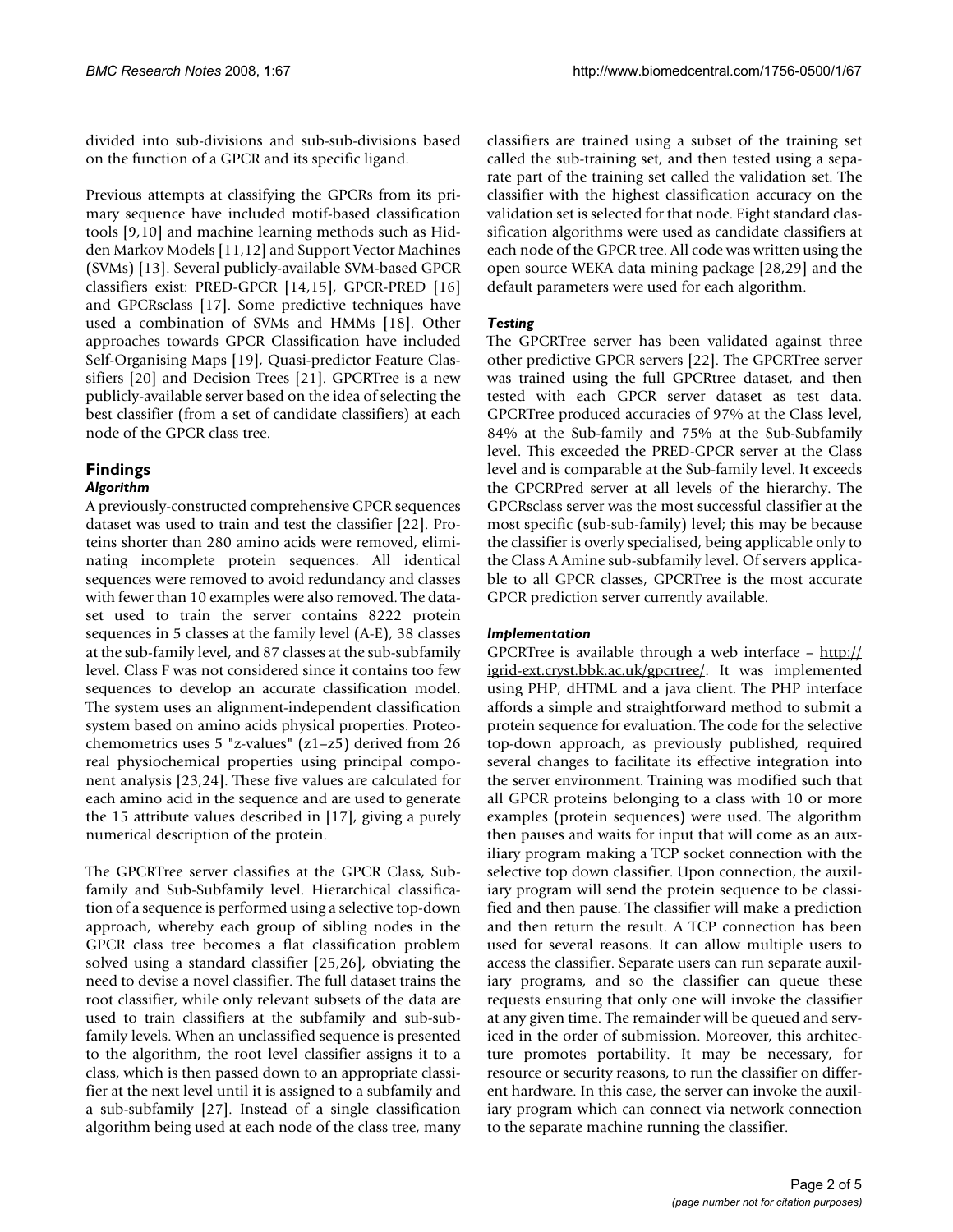divided into sub-divisions and sub-sub-divisions based on the function of a GPCR and its specific ligand.

Previous attempts at classifying the GPCRs from its primary sequence have included motif-based classification tools [9,10] and machine learning methods such as Hidden Markov Models [11,12] and Support Vector Machines (SVMs) [13]. Several publicly-available SVM-based GPCR classifiers exist: PRED-GPCR [14,15], GPCR-PRED [16] and GPCRsclass [17]. Some predictive techniques have used a combination of SVMs and HMMs [18]. Other approaches towards GPCR Classification have included Self-Organising Maps [19], Quasi-predictor Feature Classifiers [20] and Decision Trees [21]. GPCRTree is a new publicly-available server based on the idea of selecting the best classifier (from a set of candidate classifiers) at each node of the GPCR class tree.

## Findings

### *Algorithm*

A previously-constructed comprehensive GPCR sequences dataset was used to train and test the classifier [22]. Proteins shorter than 280 amino acids were removed, eliminating incomplete protein sequences. All identical sequences were removed to avoid redundancy and classes with fewer than 10 examples were also removed. The dataset used to train the server contains 8222 protein sequences in 5 classes at the family level (A-E), 38 classes at the sub-family level, and 87 classes at the sub-subfamily level. Class F was not considered since it contains too few sequences to develop an accurate classification model. The system uses an alignment-independent classification system based on amino acids physical properties. Proteochemometrics uses 5 "z-values" (z1–z5) derived from 26 real physiochemical properties using principal component analysis [23,24]. These five values are calculated for each amino acid in the sequence and are used to generate the 15 attribute values described in [17], giving a purely numerical description of the protein.

The GPCRTree server classifies at the GPCR Class, Subfamily and Sub-Subfamily level. Hierarchical classification of a sequence is performed using a selective top-down approach, whereby each group of sibling nodes in the GPCR class tree becomes a flat classification problem solved using a standard classifier [25,26], obviating the need to devise a novel classifier. The full dataset trains the root classifier, while only relevant subsets of the data are used to train classifiers at the subfamily and sub-subfamily levels. When an unclassified sequence is presented to the algorithm, the root level classifier assigns it to a class, which is then passed down to an appropriate classifier at the next level until it is assigned to a subfamily and a sub-subfamily [27]. Instead of a single classification algorithm being used at each node of the class tree, many classifiers are trained using a subset of the training set called the sub-training set, and then tested using a separate part of the training set called the validation set. The classifier with the highest classification accuracy on the validation set is selected for that node. Eight standard classification algorithms were used as candidate classifiers at each node of the GPCR tree. All code was written using the open source WEKA data mining package [28,29] and the default parameters were used for each algorithm.

### *Testing*

The GPCRTree server has been validated against three other predictive GPCR servers [22]. The GPCRTree server was trained using the full GPCRtree dataset, and then tested with each GPCR server dataset as test data. GPCRTree produced accuracies of 97% at the Class level, 84% at the Sub-family and 75% at the Sub-Subfamily level. This exceeded the PRED-GPCR server at the Class level and is comparable at the Sub-family level. It exceeds the GPCRPred server at all levels of the hierarchy. The GPCRsclass server was the most successful classifier at the most specific (sub-sub-family) level; this may be because the classifier is overly specialised, being applicable only to the Class A Amine sub-subfamily level. Of servers applicable to all GPCR classes, GPCRTree is the most accurate GPCR prediction server currently available.

### *Implementation*

GPCRTree is available through a web interface – http://igrid-ext.cryst.bbk.ac.uk/gpcrtree/. It was implemented using PHP, dHTML and a java client. The PHP interface affords a simple and straightforward method to submit a protein sequence for evaluation. The code for the selective top-down approach, as previously published, required several changes to facilitate its effective integration into the server environment. Training was modified such that all GPCR proteins belonging to a class with 10 or more examples (protein sequences) were used. The algorithm then pauses and waits for input that will come as an auxiliary program making a TCP socket connection with the selective top down classifier. Upon connection, the auxiliary program will send the protein sequence to be classified and then pause. The classifier will make a prediction and then return the result. A TCP connection has been used for several reasons. It can allow multiple users to access the classifier. Separate users can run separate auxiliary programs, and so the classifier can queue these requests ensuring that only one will invoke the classifier at any given time. The remainder will be queued and serviced in the order of submission. Moreover, this architecture promotes portability. It may be necessary, for resource or security reasons, to run the classifier on different hardware. In this case, the server can invoke the auxiliary program which can connect via network connection to the separate machine running the classifier.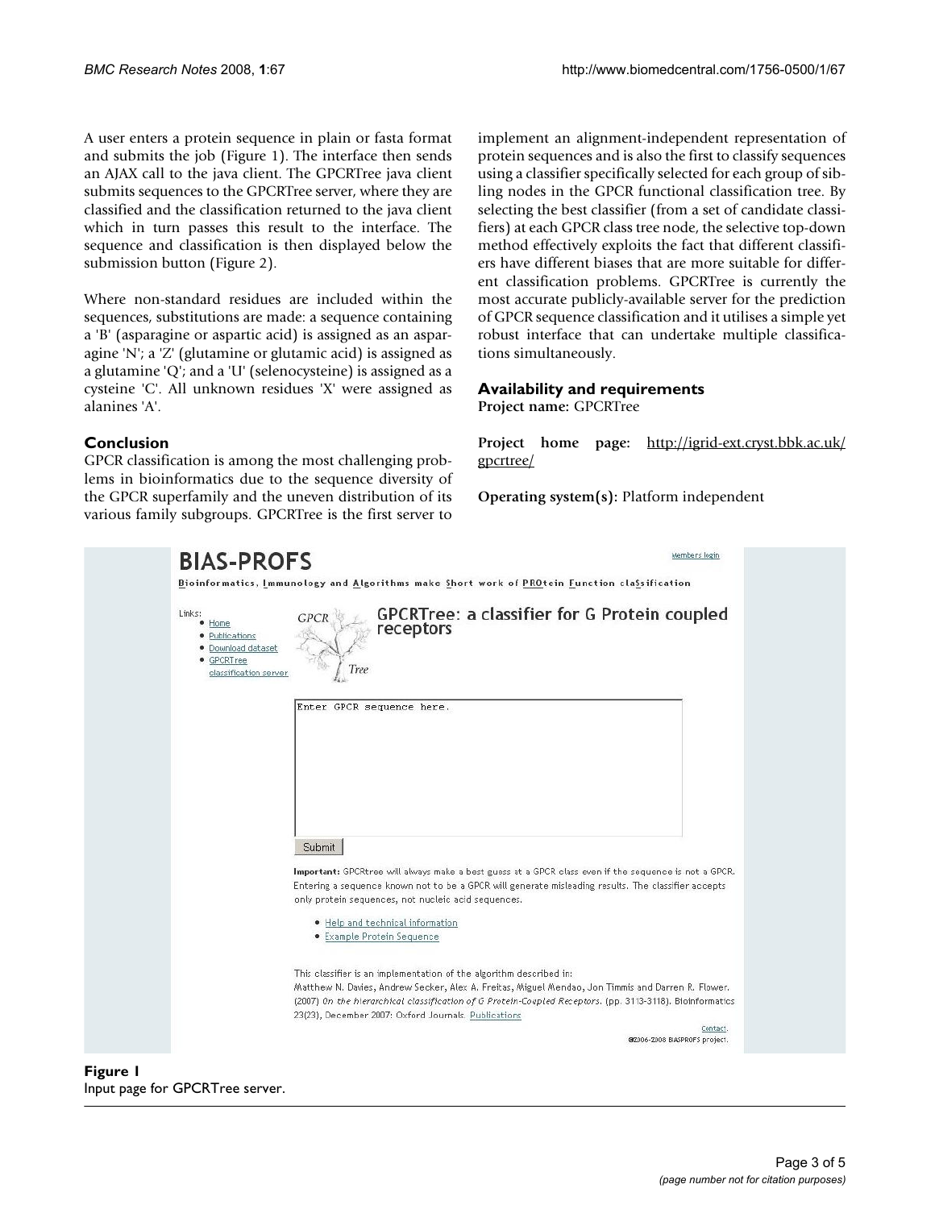A user enters a protein sequence in plain or fasta format and submits the job (Figure 1). The interface then sends an AJAX call to the java client. The GPCRTree java client submits sequences to the GPCRTree server, where they are classified and the classification returned to the java client which in turn passes this result to the interface. The sequence and classification is then displayed below the submission button (Figure 2).

Where non-standard residues are included within the sequences, substitutions are made: a sequence containing a 'B' (asparagine or aspartic acid) is assigned as an asparagine 'N'; a 'Z' (glutamine or glutamic acid) is assigned as a glutamine 'Q'; and a 'U' (selenocysteine) is assigned as a cysteine 'C'. All unknown residues 'X' were assigned as alanines 'A'.

## Conclusion

GPCR classification is among the most challenging problems in bioinformatics due to the sequence diversity of the GPCR superfamily and the uneven distribution of its various family subgroups. GPCRTree is the first server to implement an alignment-independent representation of protein sequences and is also the first to classify sequences using a classifier specifically selected for each group of sibling nodes in the GPCR functional classification tree. By selecting the best classifier (from a set of candidate classifiers) at each GPCR class tree node, the selective top-down method effectively exploits the fact that different classifiers have different biases that are more suitable for different classification problems. GPCRTree is currently the most accurate publicly-available server for the prediction of GPCR sequence classification and it utilises a simple yet robust interface that can undertake multiple classifications simultaneously.

## Availability and requirements

**Project name:** GPCRTree

**Project home page:** http://igrid-ext.cryst.bbk.ac.uk/gpcrtree/

**Operating system(s):** Platform independent

**Figure 1**
Input page for GPCRTree server.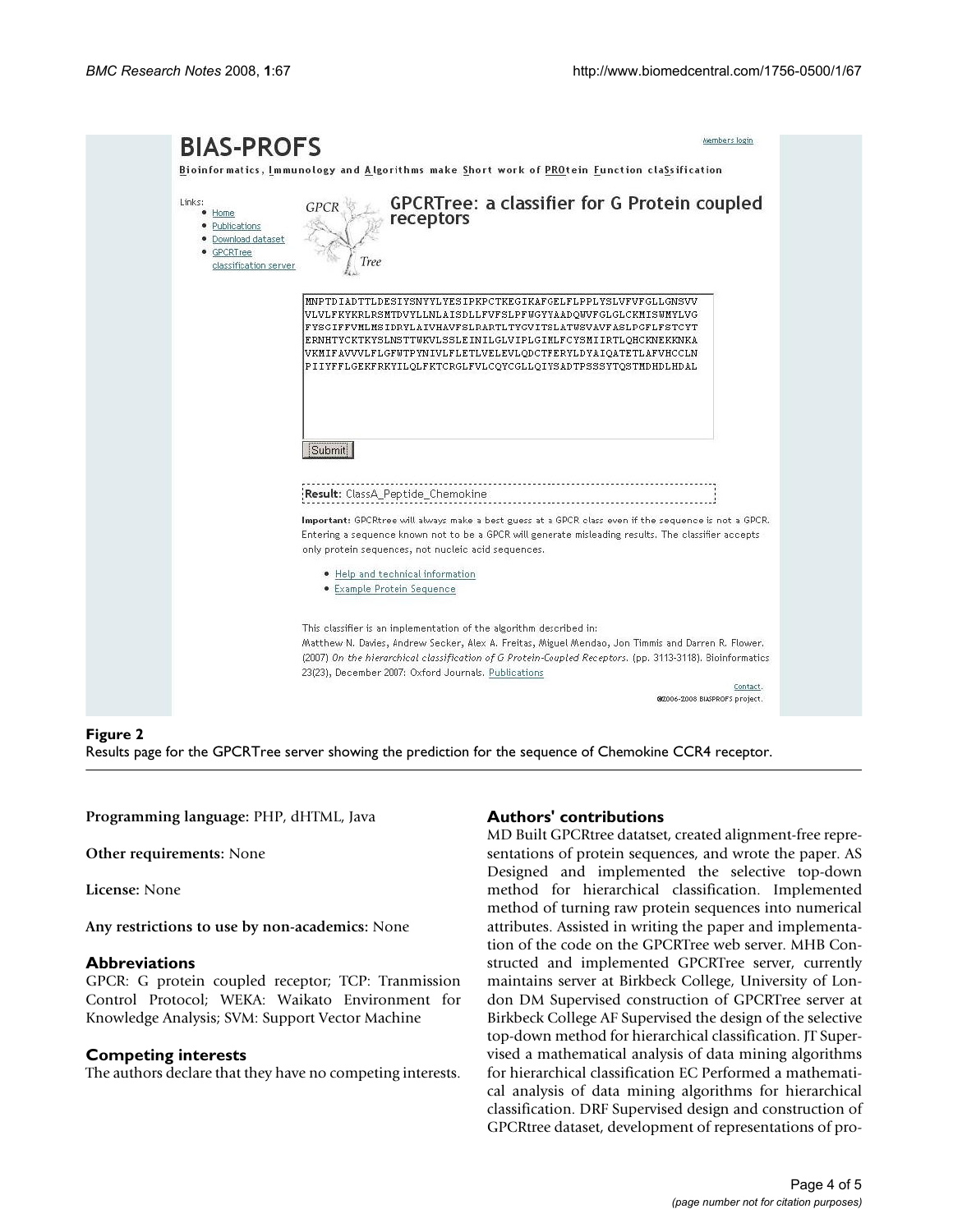**Figure 2**

Results page for the GPCRTree server showing the prediction for the sequence of Chemokine CCR4 receptor.

**Programming language:** PHP, dHTML, Java

**Other requirements:** None

**License:** None

**Any restrictions to use by non-academics:** None

## Abbreviations

GPCR: G protein coupled receptor; TCP: Tranmission Control Protocol; WEKA: Waikato Environment for Knowledge Analysis; SVM: Support Vector Machine

## Competing interests

The authors declare that they have no competing interests.

## Authors' contributions

MD Built GPCRtree datatset, created alignment-free representations of protein sequences, and wrote the paper. AS Designed and implemented the selective top-down method for hierarchical classification. Implemented method of turning raw protein sequences into numerical attributes. Assisted in writing the paper and implementation of the code on the GPCRTree web server. MHB Constructed and implemented GPCRTree server, currently maintains server at Birkbeck College, University of London DM Supervised construction of GPCRTree server at Birkbeck College AF Supervised the design of the selective top-down method for hierarchical classification. JT Supervised a mathematical analysis of data mining algorithms for hierarchical classification EC Performed a mathematical analysis of data mining algorithms for hierarchical classification. DRF Supervised design and construction of GPCRtree dataset, development of representations of pro-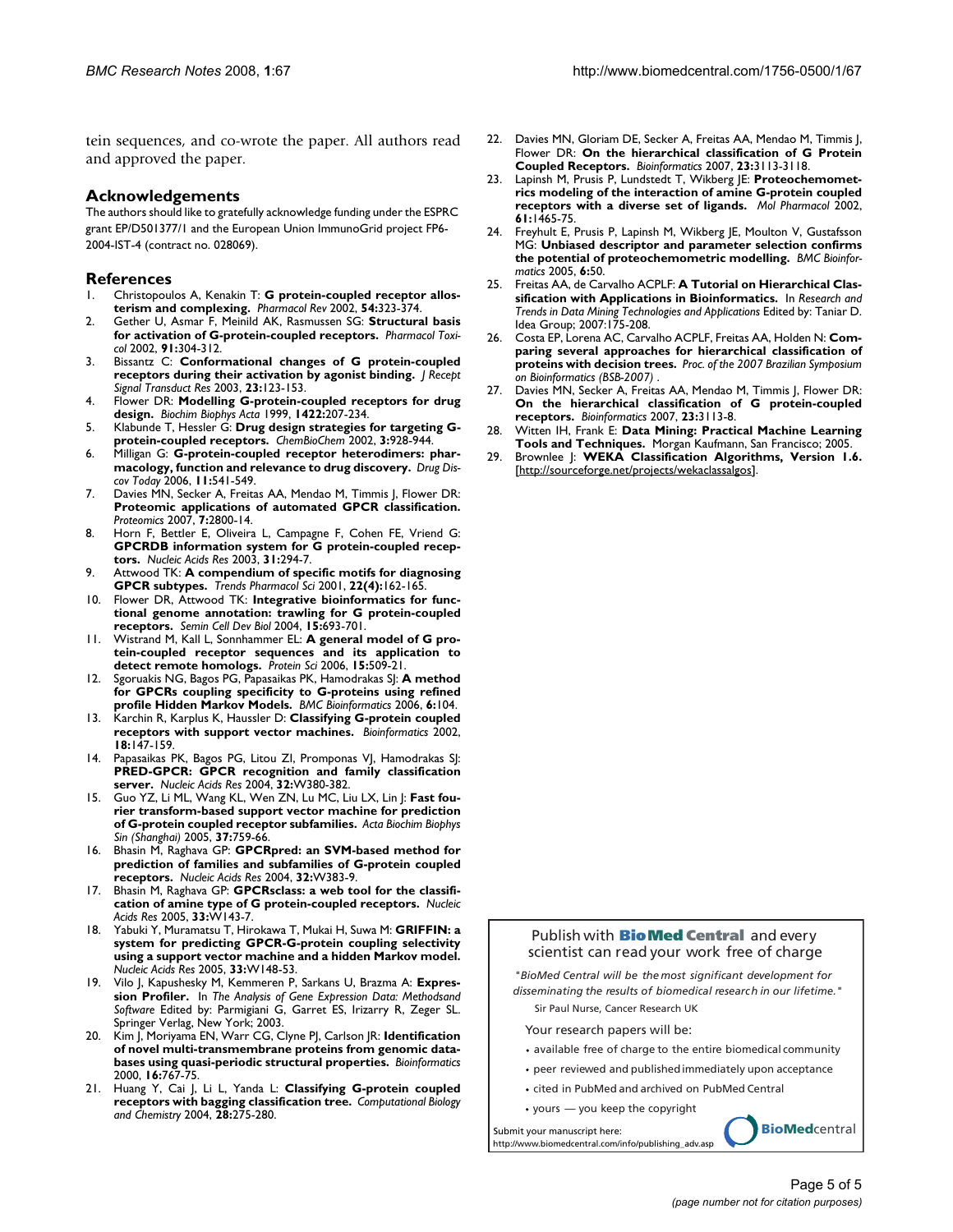tein sequences, and co-wrote the paper. All authors read and approved the paper.

## Acknowledgements

The authors should like to gratefully acknowledge funding under the ESPRC grant EP/D501377/1 and the European Union ImmunoGrid project FP6-2004-IST-4 (contract no. 028069).

## References

1. Christopoulos A, Kenakin T: **G protein-coupled receptor allosterism and complexing.** *Pharmacol Rev* 2002, **54:**323-374.
2. Gether U, Asmar F, Meinild AK, Rasmussen SG: **Structural basis for activation of G-protein-coupled receptors.** *Pharmacol Toxicol* 2002, **91:**304-312.
3. Bissantz C: **Conformational changes of G protein-coupled receptors during their activation by agonist binding.** *J Recept Signal Transduct Res* 2003, **23:**123-153.
4. Flower DR: **Modelling G-protein-coupled receptors for drug design.** *Biochim Biophys Acta* 1999, **1422:**207-234.
5. Klabunde T, Hessler G: **Drug design strategies for targeting G-protein-coupled receptors.** *ChemBioChem* 2002, **3:**928-944.
6. Milligan G: **G-protein-coupled receptor heterodimers: pharmacology, function and relevance to drug discovery.** *Drug Discov Today* 2006, **11:**541-549.
7. Davies MN, Secker A, Freitas AA, Mendao M, Timmis J, Flower DR: **Proteomic applications of automated GPCR classification.** *Proteomics* 2007, **7:**2800-14.
8. Horn F, Bettler E, Oliveira L, Campagne F, Cohen FE, Vriend G: **GPCRDB information system for G protein-coupled receptors.** *Nucleic Acids Res* 2003, **31:**294-7.
9. Attwood TK: **A compendium of specific motifs for diagnosing GPCR subtypes.** *Trends Pharmacol Sci* 2001, **22(4):**162-165.
10. Flower DR, Attwood TK: **Integrative bioinformatics for functional genome annotation: trawling for G protein-coupled receptors.** *Semin Cell Dev Biol* 2004, **15:**693-701.
11. Wistrand M, Kall L, Sonnhammer EL: **A general model of G protein-coupled receptor sequences and its application to detect remote homologs.** *Protein Sci* 2006, **15:**509-21.
12. Sgoruakis NG, Bagos PG, Papasaikas PK, Hamodrakas SJ: **A method for GPCRs coupling specificity to G-proteins using refined profile Hidden Markov Models.** *BMC Bioinformatics* 2006, **6:**104.
13. Karchin R, Karplus K, Haussler D: **Classifying G-protein coupled receptors with support vector machines.** *Bioinformatics* 2002, **18:**147-159.
14. Papasaikas PK, Bagos PG, Litou ZI, Promponas VJ, Hamodrakas SJ: **PRED-GPCR: GPCR recognition and family classification server.** *Nucleic Acids Res* 2004, **32:**W380-382.
15. Guo YZ, Li ML, Wang KL, Wen ZN, Lu MC, Liu LX, Lin J: **Fast fourier transform-based support vector machine for prediction of G-protein coupled receptor subfamilies.** *Acta Biochim Biophys Sin (Shanghai)* 2005, **37:**759-66.
16. Bhasin M, Raghava GP: **GPCRpred: an SVM-based method for prediction of families and subfamilies of G-protein coupled receptors.** *Nucleic Acids Res* 2004, **32:**W383-9.
17. Bhasin M, Raghava GP: **GPCRsclass: a web tool for the classification of amine type of G protein-coupled receptors.** *Nucleic Acids Res* 2005, **33:**W143-7.
18. Yabuki Y, Muramatsu T, Hirokawa T, Mukai H, Suwa M: **GRIFFIN: a system for predicting GPCR-G-protein coupling selectivity using a support vector machine and a hidden Markov model.** *Nucleic Acids Res* 2005, **33:**W148-53.
19. Vilo J, Kapushesky M, Kemmeren P, Sarkans U, Brazma A: **Expression Profiler.** In *The Analysis of Gene Expression Data: Methodsand Software* Edited by: Parmigiani G, Garret ES, Irizarry R, Zeger SL. Springer Verlag, New York; 2003.
20. Kim J, Moriyama EN, Warr CG, Clyne PJ, Carlson JR: **Identification of novel multi-transmembrane proteins from genomic databases using quasi-periodic structural properties.** *Bioinformatics* 2000, **16:**767-75.
21. Huang Y, Cai J, Li L, Yanda L: **Classifying G-protein coupled receptors with bagging classification tree.** *Computational Biology and Chemistry* 2004, **28:**275-280.
22. Davies MN, Gloriam DE, Secker A, Freitas AA, Mendao M, Timmis J, Flower DR: **On the hierarchical classification of G Protein Coupled Receptors.** *Bioinformatics* 2007, **23:**3113-3118.
23. Lapinsh M, Prusis P, Lundstedt T, Wikberg JE: **Proteochemometrics modeling of the interaction of amine G-protein coupled receptors with a diverse set of ligands.** *Mol Pharmacol* 2002, **61:**1465-75.
24. Freyhult E, Prusis P, Lapinsh M, Wikberg JE, Moulton V, Gustafsson MG: **Unbiased descriptor and parameter selection confirms the potential of proteochemometric modelling.** *BMC Bioinformatics* 2005, **6:**50.
25. Freitas AA, de Carvalho ACPLF: **A Tutorial on Hierarchical Classification with Applications in Bioinformatics.** In *Research and Trends in Data Mining Technologies and Applications* Edited by: Taniar D. Idea Group; 2007:175-208.
26. Costa EP, Lorena AC, Carvalho ACPLF, Freitas AA, Holden N: **Comparing several approaches for hierarchical classification of proteins with decision trees.** *Proc. of the 2007 Brazilian Symposium on Bioinformatics (BSB-2007)* .
27. Davies MN, Secker A, Freitas AA, Mendao M, Timmis J, Flower DR: **On the hierarchical classification of G protein-coupled receptors.** *Bioinformatics* 2007, **23:**3113-8.
28. Witten IH, Frank E: **Data Mining: Practical Machine Learning Tools and Techniques.** Morgan Kaufmann, San Francisco; 2005.
29. Brownlee J: **WEKA Classification Algorithms, Version 1.6.** [http://sourceforge.net/projects/wekaclassalgos].